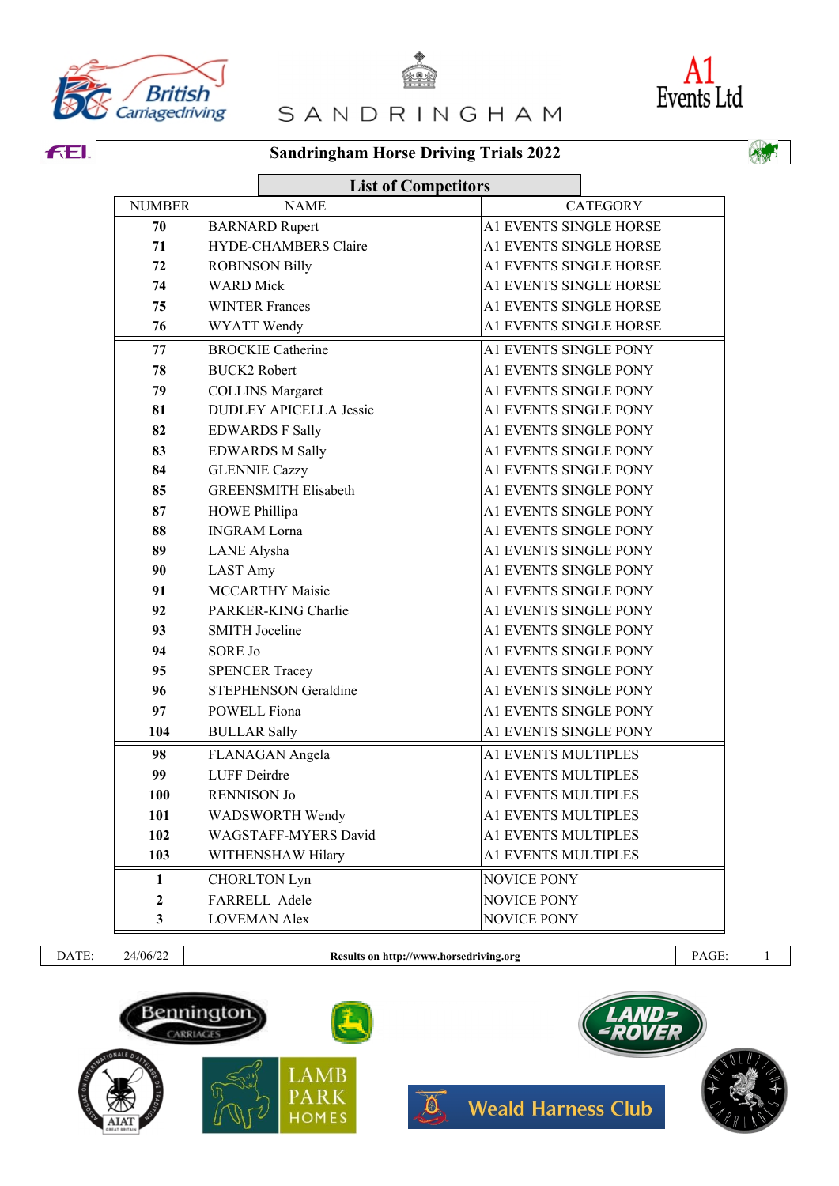# Sandringham Horse Driving Trials 2022

## List of Competitors

| NUMBER | NAME | | CATEGORY |
|---|---|---|---|
| 70 | BARNARD Rupert | | A1 EVENTS SINGLE HORSE |
| 71 | HYDE-CHAMBERS Claire | | A1 EVENTS SINGLE HORSE |
| 72 | ROBINSON Billy | | A1 EVENTS SINGLE HORSE |
| 74 | WARD Mick | | A1 EVENTS SINGLE HORSE |
| 75 | WINTER Frances | | A1 EVENTS SINGLE HORSE |
| 76 | WYATT Wendy | | A1 EVENTS SINGLE HORSE |
| 77 | BROCKIE Catherine | | A1 EVENTS SINGLE PONY |
| 78 | BUCK2 Robert | | A1 EVENTS SINGLE PONY |
| 79 | COLLINS Margaret | | A1 EVENTS SINGLE PONY |
| 81 | DUDLEY APICELLA Jessie | | A1 EVENTS SINGLE PONY |
| 82 | EDWARDS F Sally | | A1 EVENTS SINGLE PONY |
| 83 | EDWARDS M Sally | | A1 EVENTS SINGLE PONY |
| 84 | GLENNIE Cazzy | | A1 EVENTS SINGLE PONY |
| 85 | GREENSMITH Elisabeth | | A1 EVENTS SINGLE PONY |
| 87 | HOWE Phillipa | | A1 EVENTS SINGLE PONY |
| 88 | INGRAM Lorna | | A1 EVENTS SINGLE PONY |
| 89 | LANE Alysha | | A1 EVENTS SINGLE PONY |
| 90 | LAST Amy | | A1 EVENTS SINGLE PONY |
| 91 | MCCARTHY Maisie | | A1 EVENTS SINGLE PONY |
| 92 | PARKER-KING Charlie | | A1 EVENTS SINGLE PONY |
| 93 | SMITH Joceline | | A1 EVENTS SINGLE PONY |
| 94 | SORE Jo | | A1 EVENTS SINGLE PONY |
| 95 | SPENCER Tracey | | A1 EVENTS SINGLE PONY |
| 96 | STEPHENSON Geraldine | | A1 EVENTS SINGLE PONY |
| 97 | POWELL Fiona | | A1 EVENTS SINGLE PONY |
| 104 | BULLAR Sally | | A1 EVENTS SINGLE PONY |
| 98 | FLANAGAN Angela | | A1 EVENTS MULTIPLES |
| 99 | LUFF Deirdre | | A1 EVENTS MULTIPLES |
| 100 | RENNISON Jo | | A1 EVENTS MULTIPLES |
| 101 | WADSWORTH Wendy | | A1 EVENTS MULTIPLES |
| 102 | WAGSTAFF-MYERS David | | A1 EVENTS MULTIPLES |
| 103 | WITHENSHAW Hilary | | A1 EVENTS MULTIPLES |
| 1 | CHORLTON Lyn | | NOVICE PONY |
| 2 | FARRELL Adele | | NOVICE PONY |
| 3 | LOVEMAN Alex | | NOVICE PONY |

DATE: 24/06/22 | Results on http://www.horsedriving.org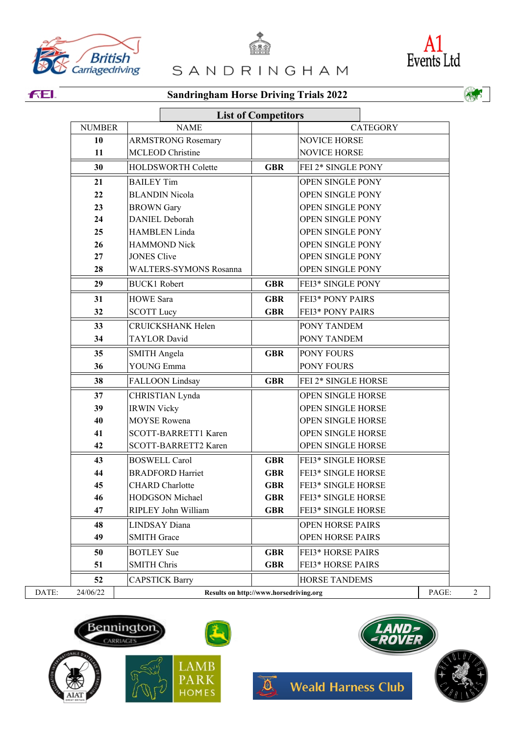# Sandringham Horse Driving Trials 2022

## List of Competitors

| NUMBER | NAME | | CATEGORY |
|---|---|---|---|
| **10** | ARMSTRONG Rosemary | | NOVICE HORSE |
| **11** | MCLEOD Christine | | NOVICE HORSE |
| **30** | HOLDSWORTH Colette | **GBR** | FEI 2* SINGLE PONY |
| **21** | BAILEY Tim | | OPEN SINGLE PONY |
| **22** | BLANDIN Nicola | | OPEN SINGLE PONY |
| **23** | BROWN Gary | | OPEN SINGLE PONY |
| **24** | DANIEL Deborah | | OPEN SINGLE PONY |
| **25** | HAMBLEN Linda | | OPEN SINGLE PONY |
| **26** | HAMMOND Nick | | OPEN SINGLE PONY |
| **27** | JONES Clive | | OPEN SINGLE PONY |
| **28** | WALTERS-SYMONS Rosanna | | OPEN SINGLE PONY |
| **29** | BUCK1 Robert | **GBR** | FEI3* SINGLE PONY |
| **31** | HOWE Sara | **GBR** | FEI3* PONY PAIRS |
| **32** | SCOTT Lucy | **GBR** | FEI3* PONY PAIRS |
| **33** | CRUICKSHANK Helen | | PONY TANDEM |
| **34** | TAYLOR David | | PONY TANDEM |
| **35** | SMITH Angela | **GBR** | PONY FOURS |
| **36** | YOUNG Emma | | PONY FOURS |
| **38** | FALLOON Lindsay | **GBR** | FEI 2* SINGLE HORSE |
| **37** | CHRISTIAN Lynda | | OPEN SINGLE HORSE |
| **39** | IRWIN Vicky | | OPEN SINGLE HORSE |
| **40** | MOYSE Rowena | | OPEN SINGLE HORSE |
| **41** | SCOTT-BARRETT1 Karen | | OPEN SINGLE HORSE |
| **42** | SCOTT-BARRETT2 Karen | | OPEN SINGLE HORSE |
| **43** | BOSWELL Carol | **GBR** | FEI3* SINGLE HORSE |
| **44** | BRADFORD Harriet | **GBR** | FEI3* SINGLE HORSE |
| **45** | CHARD Charlotte | **GBR** | FEI3* SINGLE HORSE |
| **46** | HODGSON Michael | **GBR** | FEI3* SINGLE HORSE |
| **47** | RIPLEY John William | **GBR** | FEI3* SINGLE HORSE |
| **48** | LINDSAY Diana | | OPEN HORSE PAIRS |
| **49** | SMITH Grace | | OPEN HORSE PAIRS |
| **50** | BOTLEY Sue | **GBR** | FEI3* HORSE PAIRS |
| **51** | SMITH Chris | **GBR** | FEI3* HORSE PAIRS |
| **52** | CAPSTICK Barry | | HORSE TANDEMS |

DATE: 24/06/22 **Results on http://www.horsedriving.org**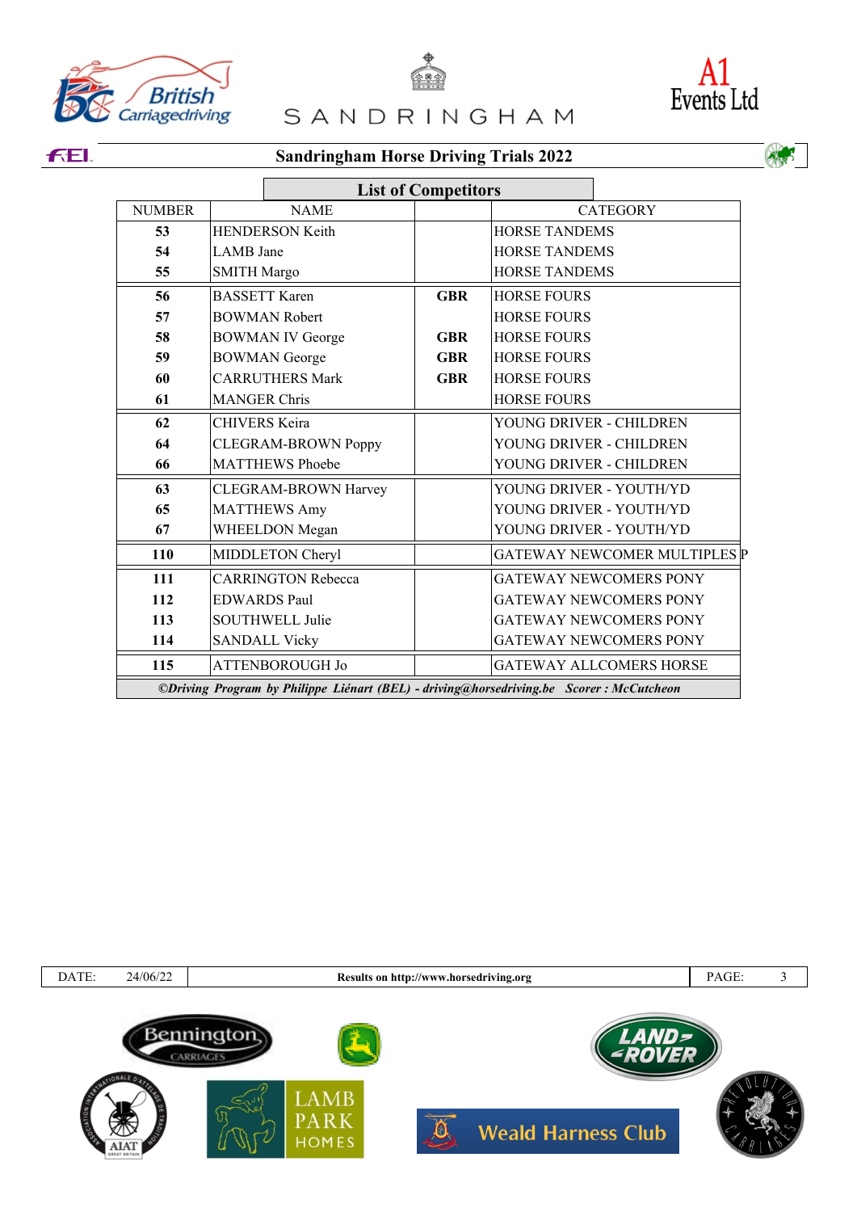SANDRINGHAM

A1 Events Ltd

## Sandringham Horse Driving Trials 2022

### List of Competitors

| NUMBER | NAME | | CATEGORY |
|---|---|---|---|
| **53** | HENDERSON Keith | | HORSE TANDEMS |
| **54** | LAMB Jane | | HORSE TANDEMS |
| **55** | SMITH Margo | | HORSE TANDEMS |
| **56** | BASSETT Karen | **GBR** | HORSE FOURS |
| **57** | BOWMAN Robert | | HORSE FOURS |
| **58** | BOWMAN IV George | **GBR** | HORSE FOURS |
| **59** | BOWMAN George | **GBR** | HORSE FOURS |
| **60** | CARRUTHERS Mark | **GBR** | HORSE FOURS |
| **61** | MANGER Chris | | HORSE FOURS |
| **62** | CHIVERS Keira | | YOUNG DRIVER - CHILDREN |
| **64** | CLEGRAM-BROWN Poppy | | YOUNG DRIVER - CHILDREN |
| **66** | MATTHEWS Phoebe | | YOUNG DRIVER - CHILDREN |
| **63** | CLEGRAM-BROWN Harvey | | YOUNG DRIVER - YOUTH/YD |
| **65** | MATTHEWS Amy | | YOUNG DRIVER - YOUTH/YD |
| **67** | WHEELDON Megan | | YOUNG DRIVER - YOUTH/YD |
| **110** | MIDDLETON Cheryl | | GATEWAY NEWCOMER MULTIPLES P |
| **111** | CARRINGTON Rebecca | | GATEWAY NEWCOMERS PONY |
| **112** | EDWARDS Paul | | GATEWAY NEWCOMERS PONY |
| **113** | SOUTHWELL Julie | | GATEWAY NEWCOMERS PONY |
| **114** | SANDALL Vicky | | GATEWAY NEWCOMERS PONY |
| **115** | ATTENBOROUGH Jo | | GATEWAY ALLCOMERS HORSE |

***©Driving Program by Philippe Liénart (BEL) - driving@horsedriving.be Scorer : McCutcheon***

DATE: 24/06/22 | **Results on http://www.horsedriving.org**